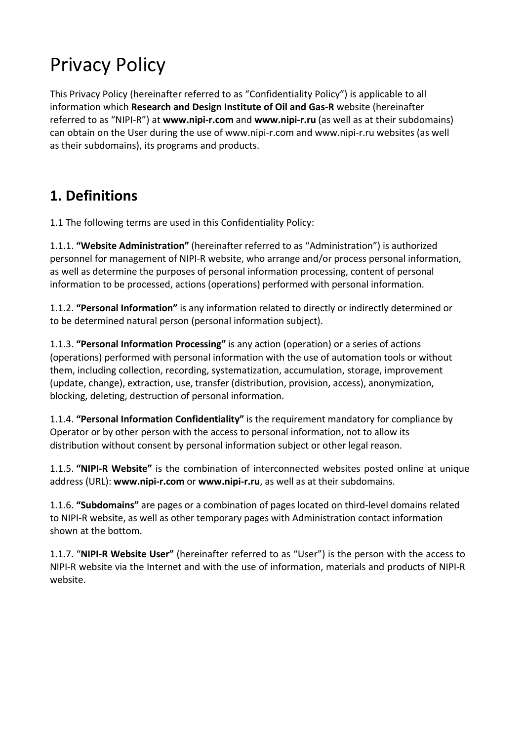# Privacy Policy

This Privacy Policy (hereinafter referred to as "Confidentiality Policy") is applicable to all information which **Research and Design Institute of Oil and Gas-R** website (hereinafter referred to as "NIPI-R") at **www.nipi-r.com** and **www.nipi-r.ru** (as well as at their subdomains) can obtain on the User during the use of www.nipi-r.com and www.nipi-r.ru websites (as well as their subdomains), its programs and products.

## 1. Definitions

1.1 The following terms are used in this Confidentiality Policy:

1.1.1. **"Website Administration"** (hereinafter referred to as "Administration") is authorized personnel for management of NIPI-R website, who arrange and/or process personal information, as well as determine the purposes of personal information processing, content of personal information to be processed, actions (operations) performed with personal information.

1.1.2. **"Personal Information"** is any information related to directly or indirectly determined or to be determined natural person (personal information subject).

1.1.3. **"Personal Information Processing"** is any action (operation) or a series of actions (operations) performed with personal information with the use of automation tools or without them, including collection, recording, systematization, accumulation, storage, improvement (update, change), extraction, use, transfer (distribution, provision, access), anonymization, blocking, deleting, destruction of personal information.

1.1.4. **"Personal Information Confidentiality"** is the requirement mandatory for compliance by Operator or by other person with the access to personal information, not to allow its distribution without consent by personal information subject or other legal reason.

1.1.5. **"NIPI-R Website"** is the combination of interconnected websites posted online at unique address (URL): **www.nipi-r.com** or **www.nipi-r.ru**, as well as at their subdomains.

1.1.6. **"Subdomains"** are pages or a combination of pages located on third-level domains related to NIPI-R website, as well as other temporary pages with Administration contact information shown at the bottom.

1.1.7. "**NIPI-R Website User"** (hereinafter referred to as "User") is the person with the access to NIPI-R website via the Internet and with the use of information, materials and products of NIPI-R website.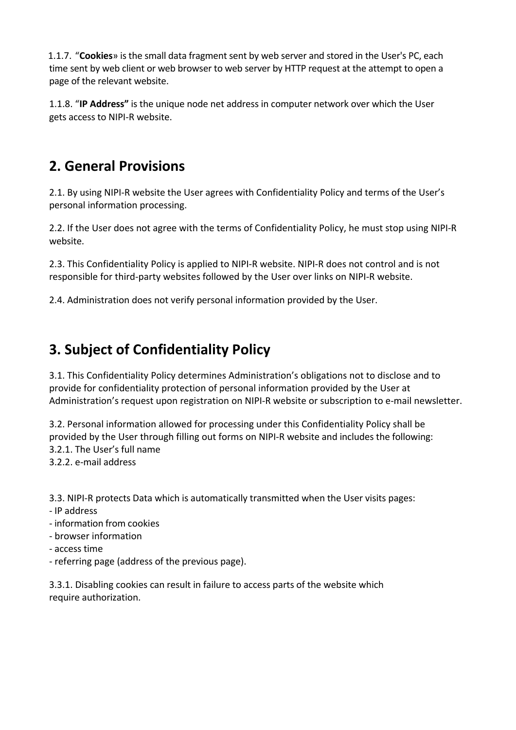1.1.7. “**Cookies**» is the small data fragment sent by web server and stored in the User's PC, each time sent by web client or web browser to web server by HTTP request at the attempt to open a page of the relevant website.

1.1.8. “**IP Address”** is the unique node net address in computer network over which the User gets access to NIPI-R website.

## 2. General Provisions

2.1. By using NIPI-R website the User agrees with Confidentiality Policy and terms of the User’s personal information processing.

2.2. If the User does not agree with the terms of Confidentiality Policy, he must stop using NIPI-R website.

2.3. This Confidentiality Policy is applied to NIPI-R website. NIPI-R does not control and is not responsible for third-party websites followed by the User over links on NIPI-R website.

2.4. Administration does not verify personal information provided by the User.

## 3. Subject of Confidentiality Policy

3.1. This Confidentiality Policy determines Administration’s obligations not to disclose and to provide for confidentiality protection of personal information provided by the User at Administration’s request upon registration on NIPI-R website or subscription to e-mail newsletter.

3.2. Personal information allowed for processing under this Confidentiality Policy shall be provided by the User through filling out forms on NIPI-R website and includes the following:
3.2.1. The User’s full name
3.2.2. e-mail address

3.3. NIPI-R protects Data which is automatically transmitted when the User visits pages:
- IP address
- information from cookies
- browser information
- access time
- referring page (address of the previous page).

3.3.1. Disabling cookies can result in failure to access parts of the website which require authorization.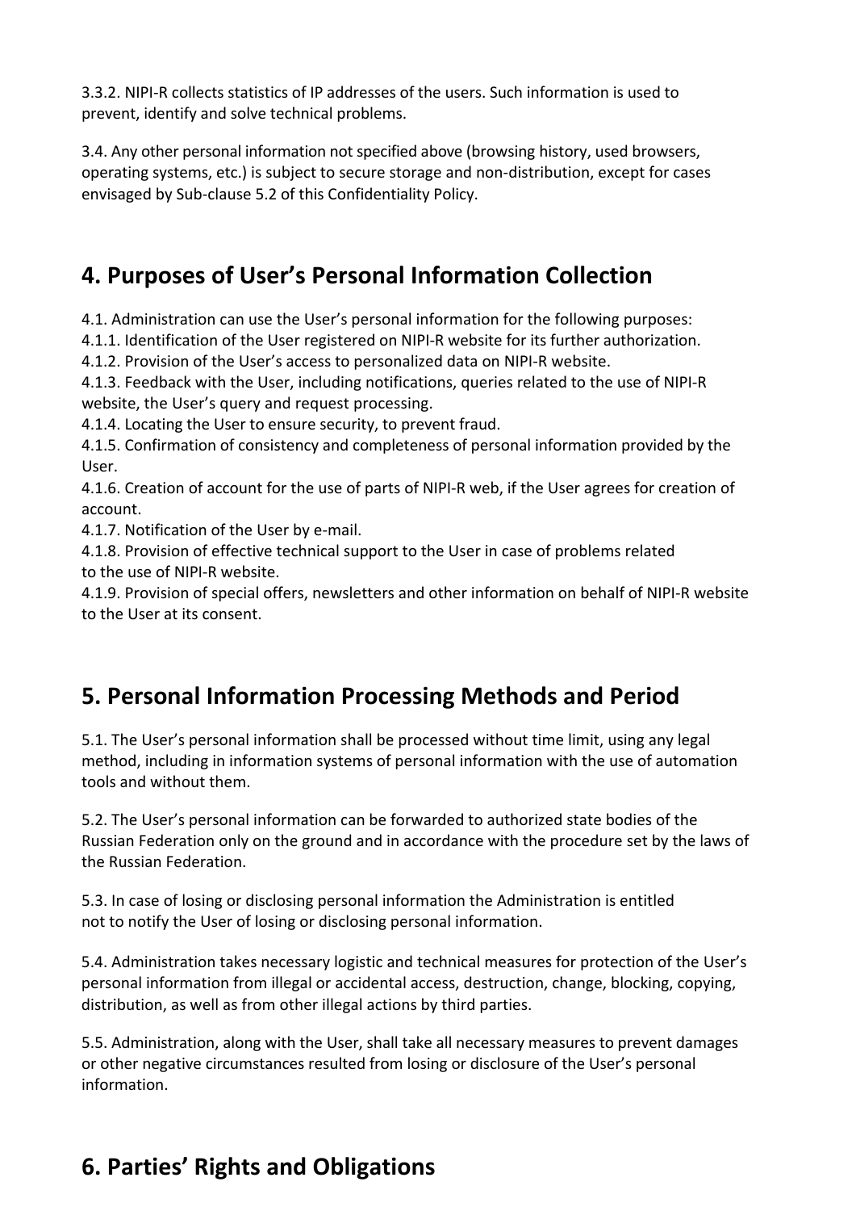3.3.2. NIPI-R collects statistics of IP addresses of the users. Such information is used to prevent, identify and solve technical problems.

3.4. Any other personal information not specified above (browsing history, used browsers, operating systems, etc.) is subject to secure storage and non-distribution, except for cases envisaged by Sub-clause 5.2 of this Confidentiality Policy.

## 4. Purposes of User's Personal Information Collection

4.1. Administration can use the User's personal information for the following purposes:
4.1.1. Identification of the User registered on NIPI-R website for its further authorization.
4.1.2. Provision of the User's access to personalized data on NIPI-R website.
4.1.3. Feedback with the User, including notifications, queries related to the use of NIPI-R website, the User's query and request processing.
4.1.4. Locating the User to ensure security, to prevent fraud.
4.1.5. Confirmation of consistency and completeness of personal information provided by the User.
4.1.6. Creation of account for the use of parts of NIPI-R web, if the User agrees for creation of account.
4.1.7. Notification of the User by e-mail.
4.1.8. Provision of effective technical support to the User in case of problems related to the use of NIPI-R website.
4.1.9. Provision of special offers, newsletters and other information on behalf of NIPI-R website to the User at its consent.

## 5. Personal Information Processing Methods and Period

5.1. The User's personal information shall be processed without time limit, using any legal method, including in information systems of personal information with the use of automation tools and without them.

5.2. The User's personal information can be forwarded to authorized state bodies of the Russian Federation only on the ground and in accordance with the procedure set by the laws of the Russian Federation.

5.3. In case of losing or disclosing personal information the Administration is entitled not to notify the User of losing or disclosing personal information.

5.4. Administration takes necessary logistic and technical measures for protection of the User's personal information from illegal or accidental access, destruction, change, blocking, copying, distribution, as well as from other illegal actions by third parties.

5.5. Administration, along with the User, shall take all necessary measures to prevent damages or other negative circumstances resulted from losing or disclosure of the User's personal information.

## 6. Parties' Rights and Obligations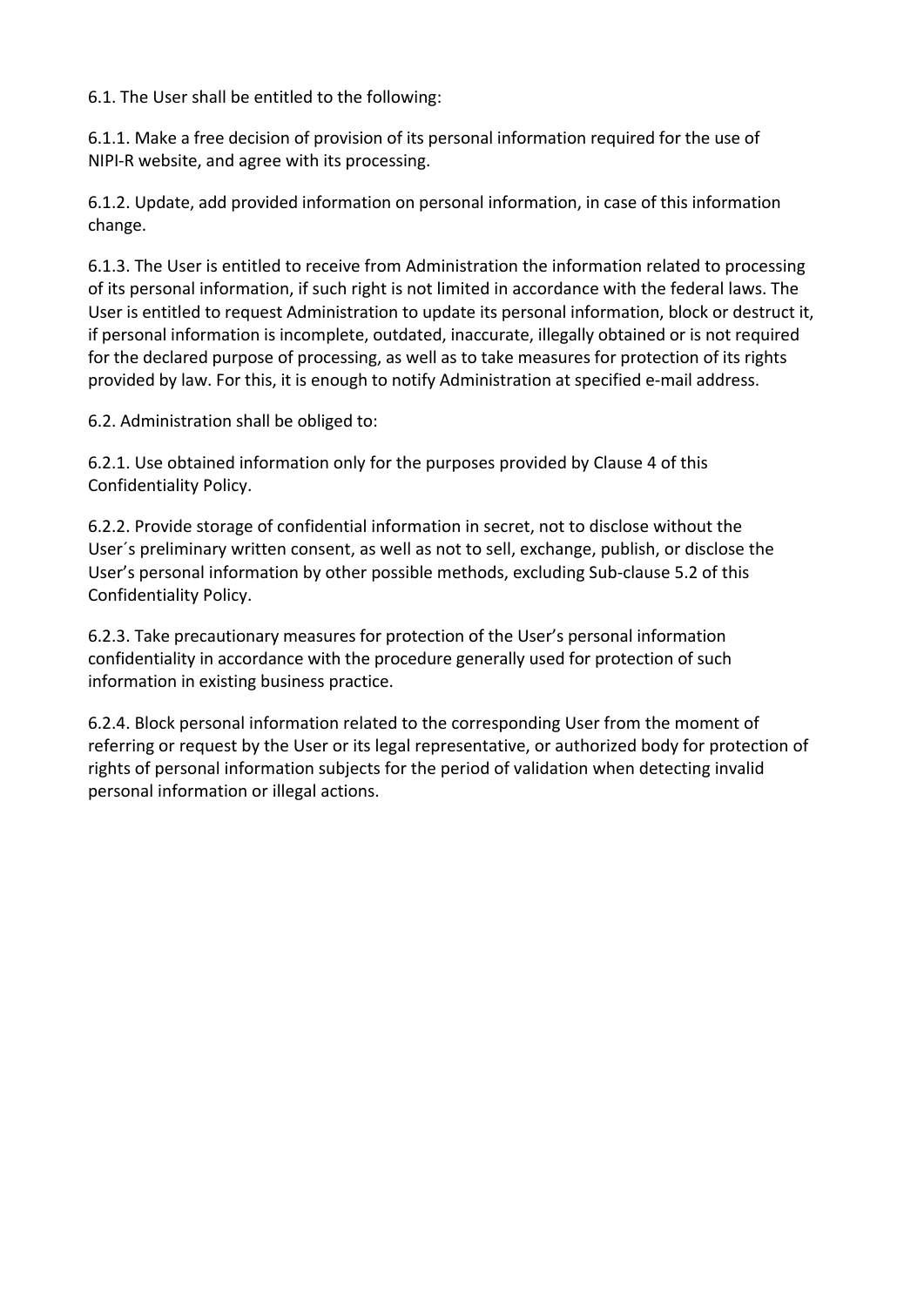6.1. The User shall be entitled to the following:

6.1.1. Make a free decision of provision of its personal information required for the use of NIPI-R website, and agree with its processing.

6.1.2. Update, add provided information on personal information, in case of this information change.

6.1.3. The User is entitled to receive from Administration the information related to processing of its personal information, if such right is not limited in accordance with the federal laws. The User is entitled to request Administration to update its personal information, block or destruct it, if personal information is incomplete, outdated, inaccurate, illegally obtained or is not required for the declared purpose of processing, as well as to take measures for protection of its rights provided by law. For this, it is enough to notify Administration at specified e-mail address.

6.2. Administration shall be obliged to:

6.2.1. Use obtained information only for the purposes provided by Clause 4 of this Confidentiality Policy.

6.2.2. Provide storage of confidential information in secret, not to disclose without the User´s preliminary written consent, as well as not to sell, exchange, publish, or disclose the User's personal information by other possible methods, excluding Sub-clause 5.2 of this Confidentiality Policy.

6.2.3. Take precautionary measures for protection of the User's personal information confidentiality in accordance with the procedure generally used for protection of such information in existing business practice.

6.2.4. Block personal information related to the corresponding User from the moment of referring or request by the User or its legal representative, or authorized body for protection of rights of personal information subjects for the period of validation when detecting invalid personal information or illegal actions.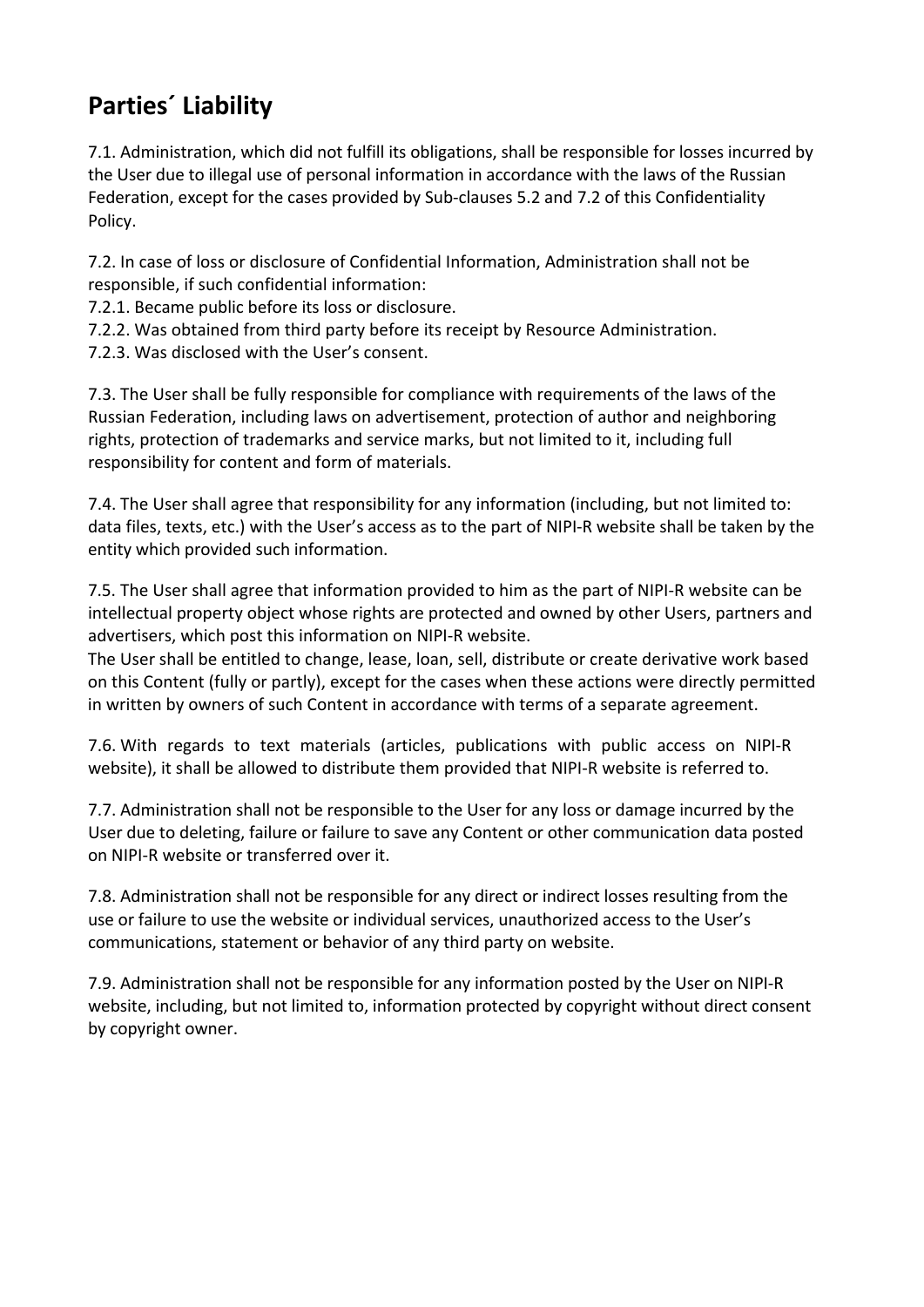## Parties´ Liability

7.1. Administration, which did not fulfill its obligations, shall be responsible for losses incurred by the User due to illegal use of personal information in accordance with the laws of the Russian Federation, except for the cases provided by Sub-clauses 5.2 and 7.2 of this Confidentiality Policy.

7.2. In case of loss or disclosure of Confidential Information, Administration shall not be responsible, if such confidential information:
7.2.1. Became public before its loss or disclosure.
7.2.2. Was obtained from third party before its receipt by Resource Administration.
7.2.3. Was disclosed with the User's consent.

7.3. The User shall be fully responsible for compliance with requirements of the laws of the Russian Federation, including laws on advertisement, protection of author and neighboring rights, protection of trademarks and service marks, but not limited to it, including full responsibility for content and form of materials.

7.4. The User shall agree that responsibility for any information (including, but not limited to: data files, texts, etc.) with the User's access as to the part of NIPI-R website shall be taken by the entity which provided such information.

7.5. The User shall agree that information provided to him as the part of NIPI-R website can be intellectual property object whose rights are protected and owned by other Users, partners and advertisers, which post this information on NIPI-R website.
The User shall be entitled to change, lease, loan, sell, distribute or create derivative work based on this Content (fully or partly), except for the cases when these actions were directly permitted in written by owners of such Content in accordance with terms of a separate agreement.

7.6. With regards to text materials (articles, publications with public access on NIPI-R website), it shall be allowed to distribute them provided that NIPI-R website is referred to.

7.7. Administration shall not be responsible to the User for any loss or damage incurred by the User due to deleting, failure or failure to save any Content or other communication data posted on NIPI-R website or transferred over it.

7.8. Administration shall not be responsible for any direct or indirect losses resulting from the use or failure to use the website or individual services, unauthorized access to the User's communications, statement or behavior of any third party on website.

7.9. Administration shall not be responsible for any information posted by the User on NIPI-R website, including, but not limited to, information protected by copyright without direct consent by copyright owner.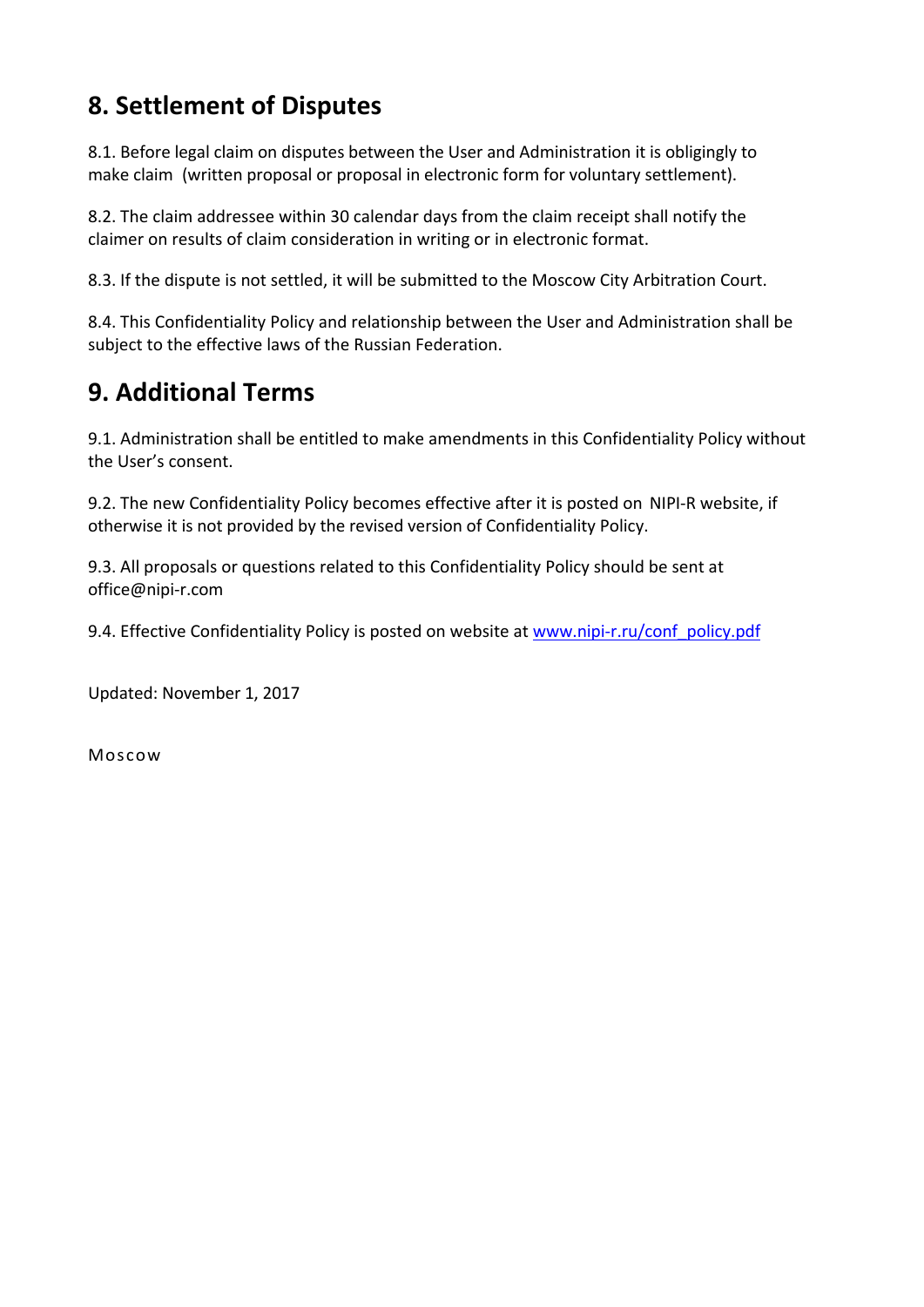## 8. Settlement of Disputes

8.1. Before legal claim on disputes between the User and Administration it is obligingly to make claim (written proposal or proposal in electronic form for voluntary settlement).

8.2. The claim addressee within 30 calendar days from the claim receipt shall notify the claimer on results of claim consideration in writing or in electronic format.

8.3. If the dispute is not settled, it will be submitted to the Moscow City Arbitration Court.

8.4. This Confidentiality Policy and relationship between the User and Administration shall be subject to the effective laws of the Russian Federation.

## 9. Additional Terms

9.1. Administration shall be entitled to make amendments in this Confidentiality Policy without the User's consent.

9.2. The new Confidentiality Policy becomes effective after it is posted on NIPI-R website, if otherwise it is not provided by the revised version of Confidentiality Policy.

9.3. All proposals or questions related to this Confidentiality Policy should be sent at office@nipi-r.com

9.4. Effective Confidentiality Policy is posted on website at [www.nipi-r.ru/conf_policy.pdf](www.nipi-r.ru/conf_policy.pdf)

Updated: November 1, 2017

Moscow